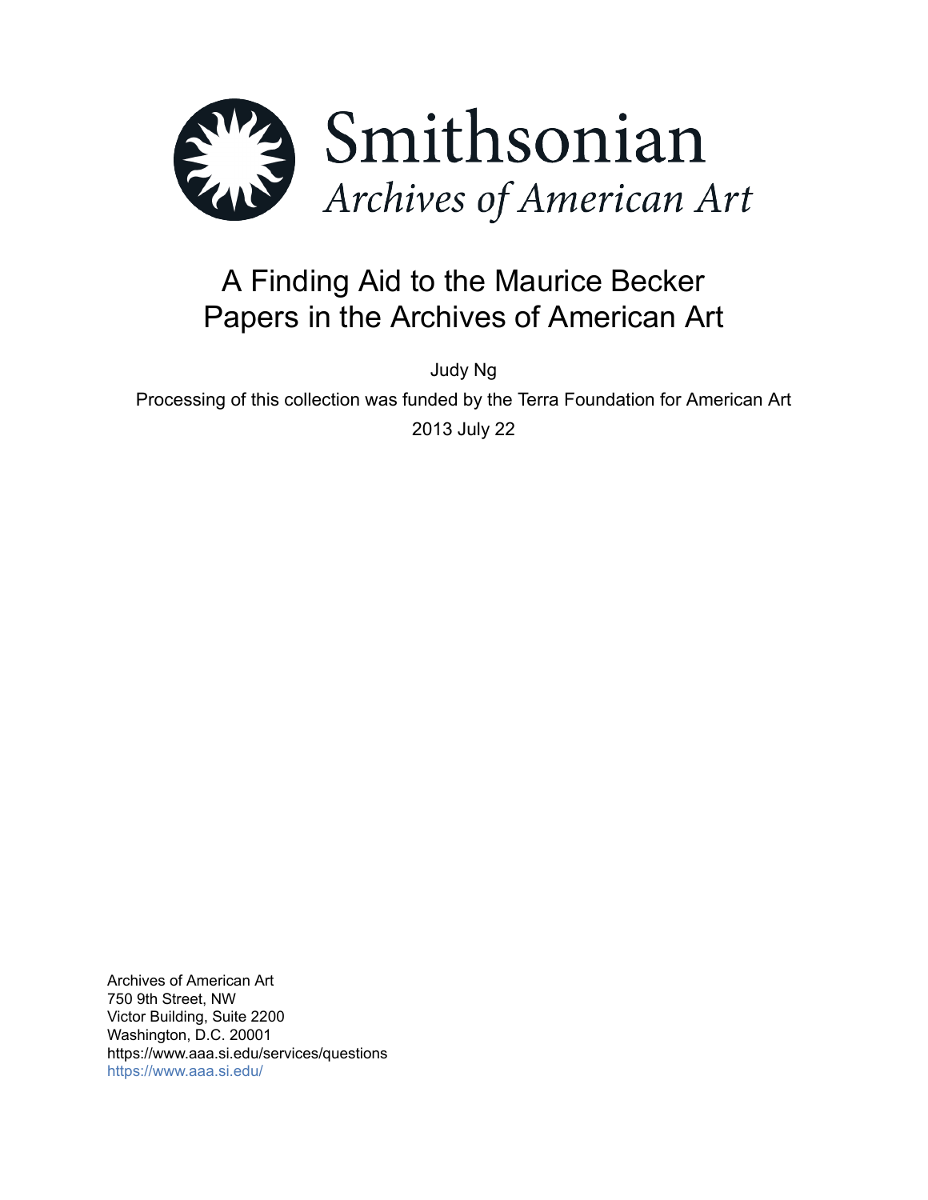Smithsonian
*Archives of American Art*

# A Finding Aid to the Maurice Becker Papers in the Archives of American Art

Judy Ng

Processing of this collection was funded by the Terra Foundation for American Art

2013 July 22

Archives of American Art
750 9th Street, NW
Victor Building, Suite 2200
Washington, D.C. 20001
https://www.aaa.si.edu/services/questions
https://www.aaa.si.edu/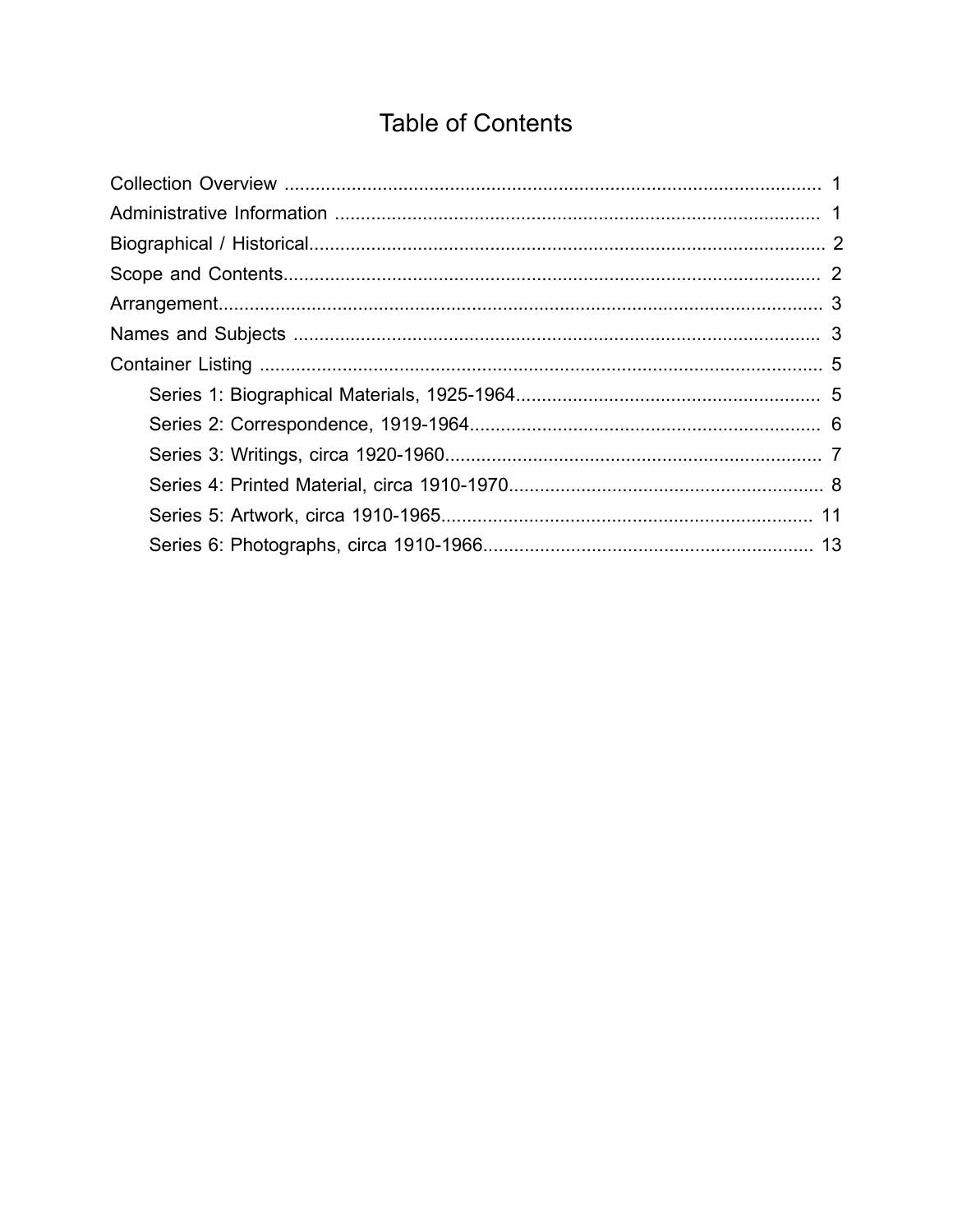# Table of Contents

Collection Overview ........................................................................................................ 1
Administrative Information .............................................................................................. 1
Biographical / Historical.................................................................................................... 2
Scope and Contents......................................................................................................... 2
Arrangement..................................................................................................................... 3
Names and Subjects ....................................................................................................... 3
Container Listing ............................................................................................................. 5
- Series 1: Biographical Materials, 1925-1964........................................................... 5
- Series 2: Correspondence, 1919-1964.................................................................... 6
- Series 3: Writings, circa 1920-1960......................................................................... 7
- Series 4: Printed Material, circa 1910-1970............................................................. 8
- Series 5: Artwork, circa 1910-1965........................................................................ 11
- Series 6: Photographs, circa 1910-1966................................................................ 13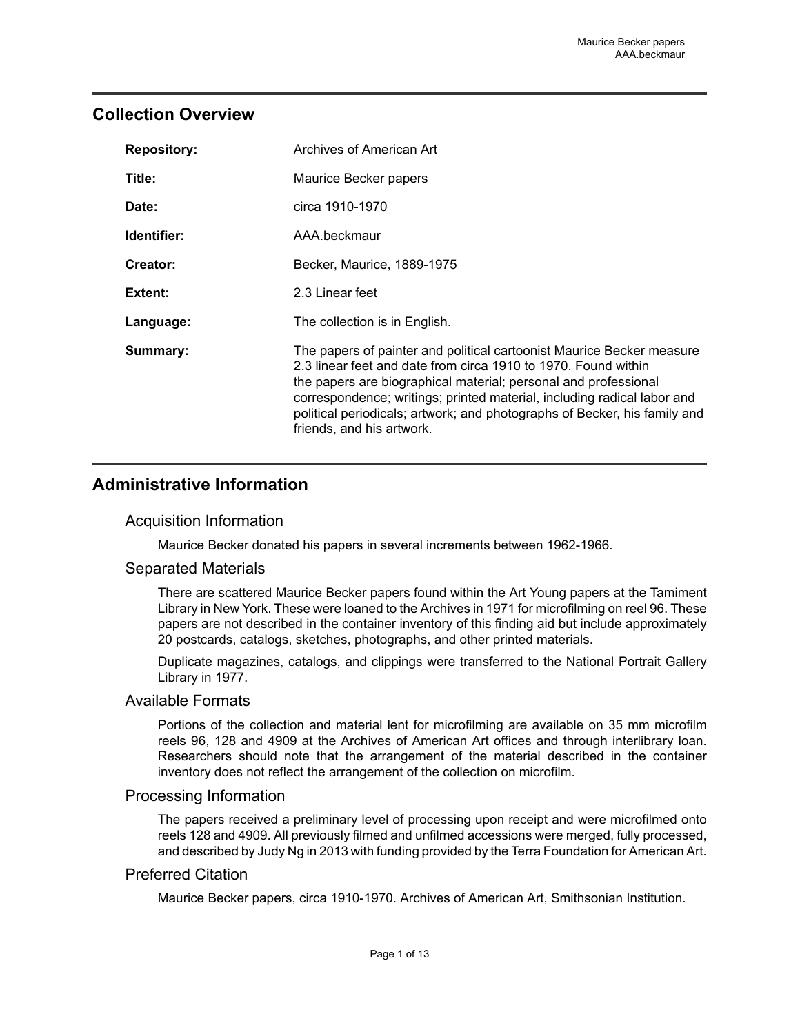## Collection Overview

| | |
|---|---|
| **Repository:** | Archives of American Art |
| **Title:** | Maurice Becker papers |
| **Date:** | circa 1910-1970 |
| **Identifier:** | AAA.beckmaur |
| **Creator:** | Becker, Maurice, 1889-1975 |
| **Extent:** | 2.3 Linear feet |
| **Language:** | The collection is in English. |
| **Summary:** | The papers of painter and political cartoonist Maurice Becker measure 2.3 linear feet and date from circa 1910 to 1970. Found within the papers are biographical material; personal and professional correspondence; writings; printed material, including radical labor and political periodicals; artwork; and photographs of Becker, his family and friends, and his artwork. |

## Administrative Information

### Acquisition Information

Maurice Becker donated his papers in several increments between 1962-1966.

### Separated Materials

There are scattered Maurice Becker papers found within the Art Young papers at the Tamiment Library in New York. These were loaned to the Archives in 1971 for microfilming on reel 96. These papers are not described in the container inventory of this finding aid but include approximately 20 postcards, catalogs, sketches, photographs, and other printed materials.

Duplicate magazines, catalogs, and clippings were transferred to the National Portrait Gallery Library in 1977.

### Available Formats

Portions of the collection and material lent for microfilming are available on 35 mm microfilm reels 96, 128 and 4909 at the Archives of American Art offices and through interlibrary loan. Researchers should note that the arrangement of the material described in the container inventory does not reflect the arrangement of the collection on microfilm.

### Processing Information

The papers received a preliminary level of processing upon receipt and were microfilmed onto reels 128 and 4909. All previously filmed and unfilmed accessions were merged, fully processed, and described by Judy Ng in 2013 with funding provided by the Terra Foundation for American Art.

### Preferred Citation

Maurice Becker papers, circa 1910-1970. Archives of American Art, Smithsonian Institution.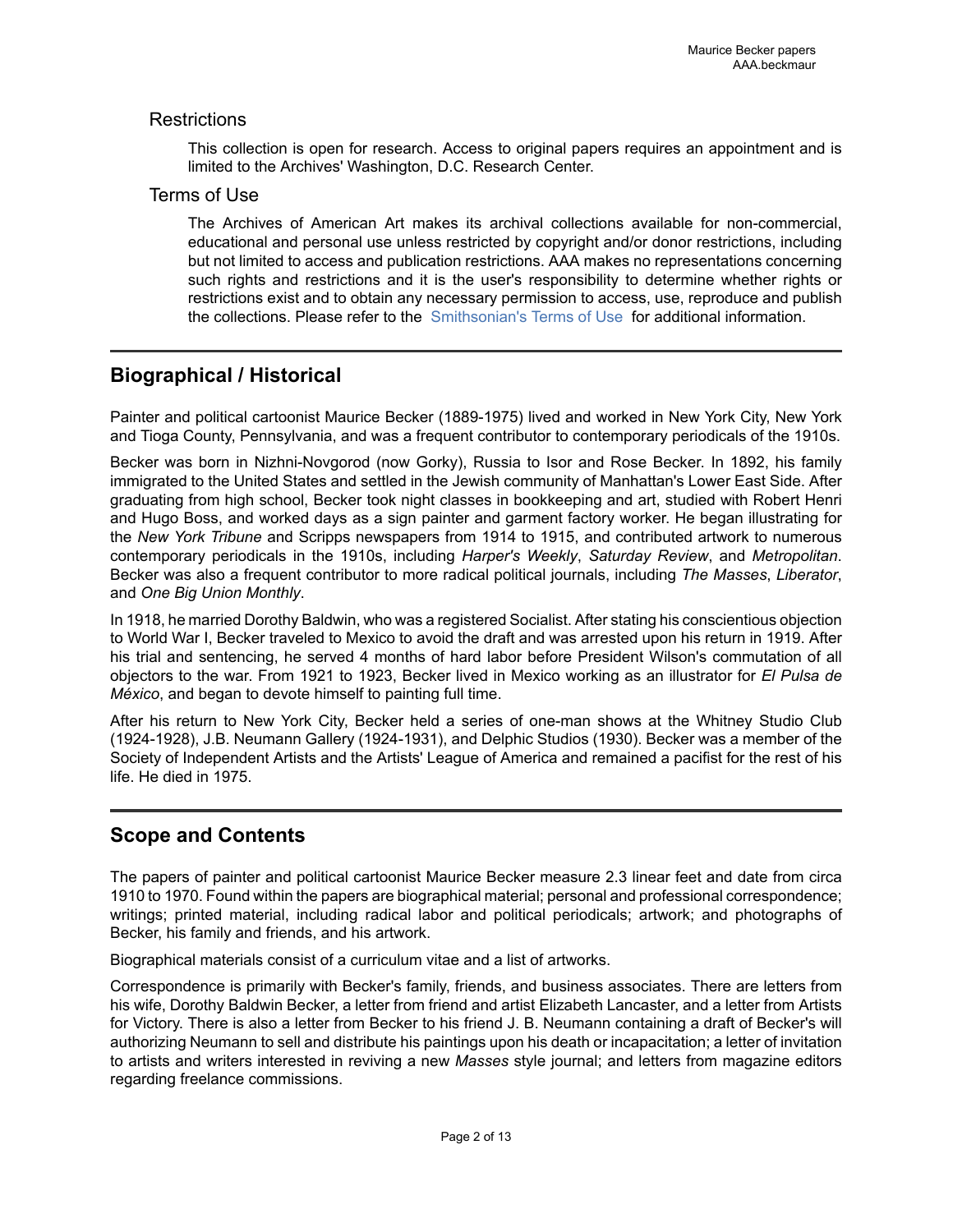## Restrictions

This collection is open for research. Access to original papers requires an appointment and is limited to the Archives' Washington, D.C. Research Center.

## Terms of Use

The Archives of American Art makes its archival collections available for non-commercial, educational and personal use unless restricted by copyright and/or donor restrictions, including but not limited to access and publication restrictions. AAA makes no representations concerning such rights and restrictions and it is the user's responsibility to determine whether rights or restrictions exist and to obtain any necessary permission to access, use, reproduce and publish the collections. Please refer to the Smithsonian's Terms of Use for additional information.

---

## Biographical / Historical

Painter and political cartoonist Maurice Becker (1889-1975) lived and worked in New York City, New York and Tioga County, Pennsylvania, and was a frequent contributor to contemporary periodicals of the 1910s.

Becker was born in Nizhni-Novgorod (now Gorky), Russia to Isor and Rose Becker. In 1892, his family immigrated to the United States and settled in the Jewish community of Manhattan's Lower East Side. After graduating from high school, Becker took night classes in bookkeeping and art, studied with Robert Henri and Hugo Boss, and worked days as a sign painter and garment factory worker. He began illustrating for the *New York Tribune* and Scripps newspapers from 1914 to 1915, and contributed artwork to numerous contemporary periodicals in the 1910s, including *Harper's Weekly*, *Saturday Review*, and *Metropolitan*. Becker was also a frequent contributor to more radical political journals, including *The Masses*, *Liberator*, and *One Big Union Monthly*.

In 1918, he married Dorothy Baldwin, who was a registered Socialist. After stating his conscientious objection to World War I, Becker traveled to Mexico to avoid the draft and was arrested upon his return in 1919. After his trial and sentencing, he served 4 months of hard labor before President Wilson's commutation of all objectors to the war. From 1921 to 1923, Becker lived in Mexico working as an illustrator for *El Pulsa de México*, and began to devote himself to painting full time.

After his return to New York City, Becker held a series of one-man shows at the Whitney Studio Club (1924-1928), J.B. Neumann Gallery (1924-1931), and Delphic Studios (1930). Becker was a member of the Society of Independent Artists and the Artists' League of America and remained a pacifist for the rest of his life. He died in 1975.

---

## Scope and Contents

The papers of painter and political cartoonist Maurice Becker measure 2.3 linear feet and date from circa 1910 to 1970. Found within the papers are biographical material; personal and professional correspondence; writings; printed material, including radical labor and political periodicals; artwork; and photographs of Becker, his family and friends, and his artwork.

Biographical materials consist of a curriculum vitae and a list of artworks.

Correspondence is primarily with Becker's family, friends, and business associates. There are letters from his wife, Dorothy Baldwin Becker, a letter from friend and artist Elizabeth Lancaster, and a letter from Artists for Victory. There is also a letter from Becker to his friend J. B. Neumann containing a draft of Becker's will authorizing Neumann to sell and distribute his paintings upon his death or incapacitation; a letter of invitation to artists and writers interested in reviving a new *Masses* style journal; and letters from magazine editors regarding freelance commissions.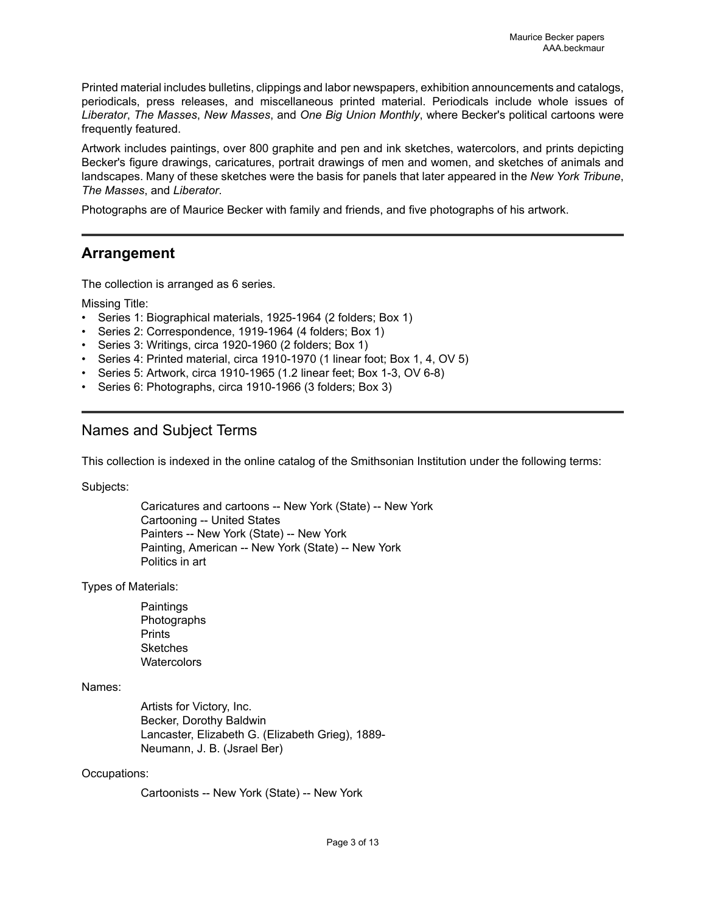Printed material includes bulletins, clippings and labor newspapers, exhibition announcements and catalogs, periodicals, press releases, and miscellaneous printed material. Periodicals include whole issues of *Liberator*, *The Masses*, *New Masses*, and *One Big Union Monthly*, where Becker's political cartoons were frequently featured.

Artwork includes paintings, over 800 graphite and pen and ink sketches, watercolors, and prints depicting Becker's figure drawings, caricatures, portrait drawings of men and women, and sketches of animals and landscapes. Many of these sketches were the basis for panels that later appeared in the *New York Tribune*, *The Masses*, and *Liberator*.

Photographs are of Maurice Becker with family and friends, and five photographs of his artwork.

## Arrangement

The collection is arranged as 6 series.

Missing Title:

- Series 1: Biographical materials, 1925-1964 (2 folders; Box 1)
- Series 2: Correspondence, 1919-1964 (4 folders; Box 1)
- Series 3: Writings, circa 1920-1960 (2 folders; Box 1)
- Series 4: Printed material, circa 1910-1970 (1 linear foot; Box 1, 4, OV 5)
- Series 5: Artwork, circa 1910-1965 (1.2 linear feet; Box 1-3, OV 6-8)
- Series 6: Photographs, circa 1910-1966 (3 folders; Box 3)

## Names and Subject Terms

This collection is indexed in the online catalog of the Smithsonian Institution under the following terms:

Subjects:

Caricatures and cartoons -- New York (State) -- New York
Cartooning -- United States
Painters -- New York (State) -- New York
Painting, American -- New York (State) -- New York
Politics in art

Types of Materials:

Paintings
Photographs
Prints
Sketches
Watercolors

Names:

Artists for Victory, Inc.
Becker, Dorothy Baldwin
Lancaster, Elizabeth G. (Elizabeth Grieg), 1889-
Neumann, J. B. (Jsrael Ber)

Occupations:

Cartoonists -- New York (State) -- New York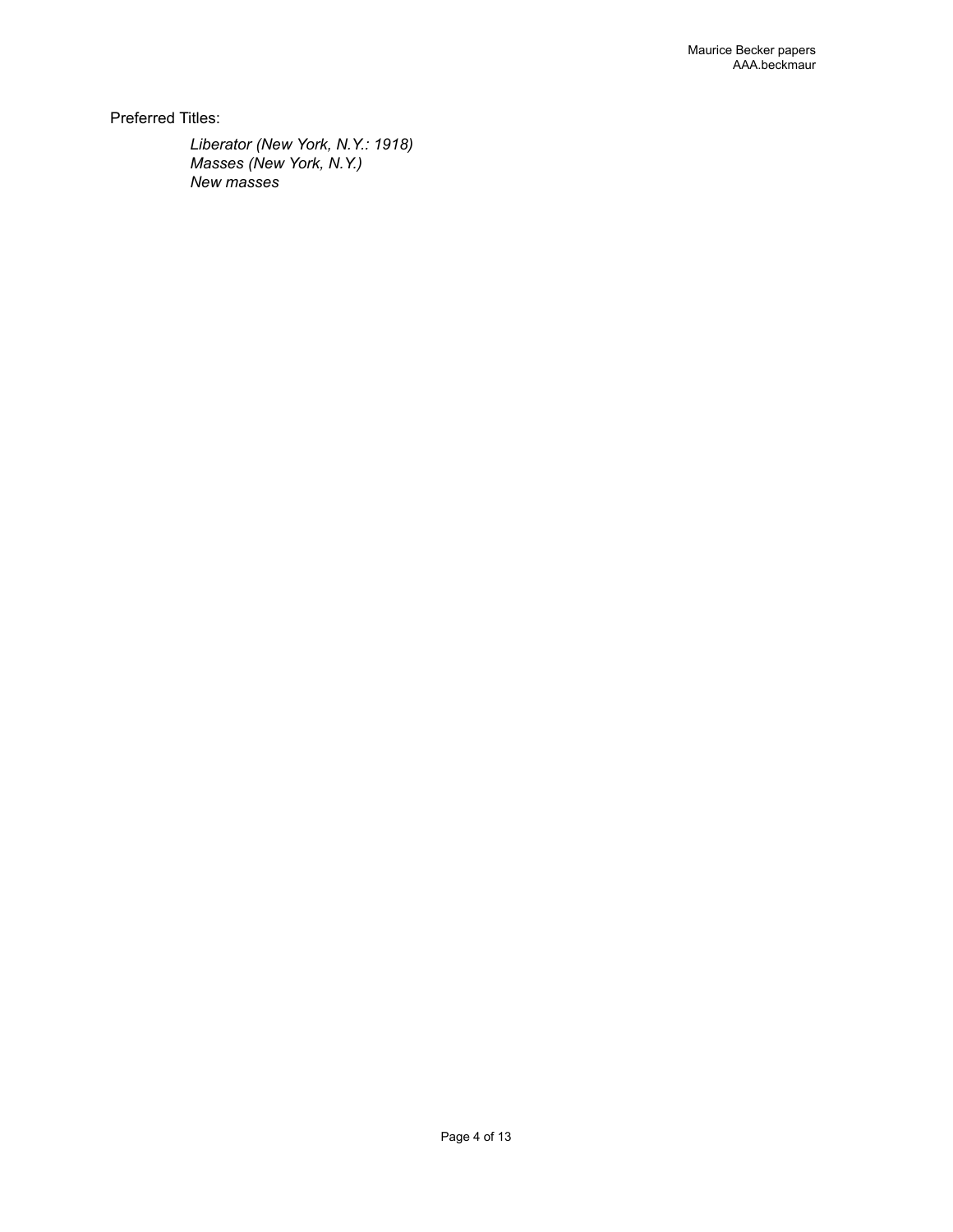Preferred Titles:

*Liberator (New York, N.Y.: 1918)*
*Masses (New York, N.Y.)*
*New masses*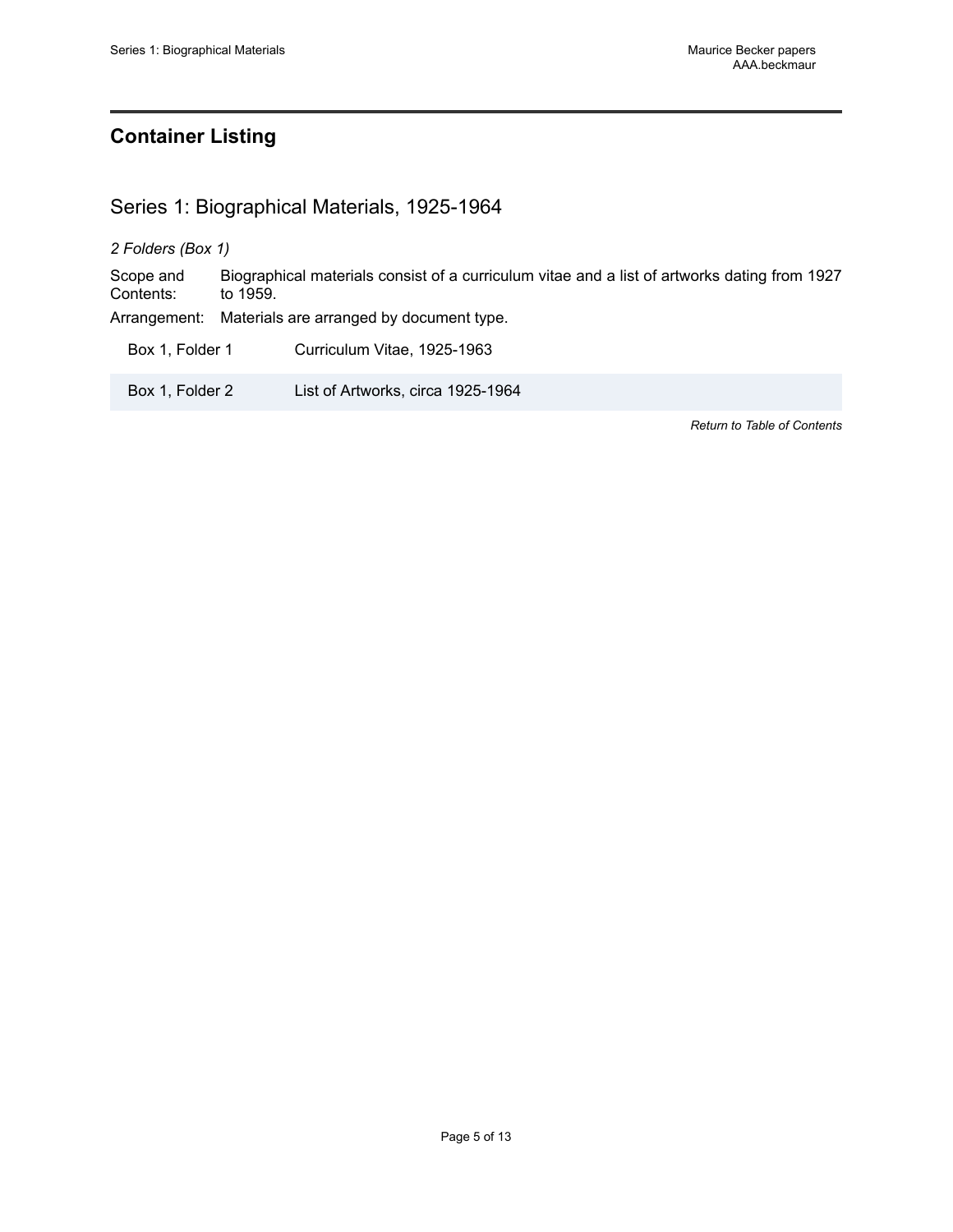## Container Listing

### Series 1: Biographical Materials, 1925-1964

*2 Folders (Box 1)*

Scope and Contents: Biographical materials consist of a curriculum vitae and a list of artworks dating from 1927 to 1959.

Arrangement: Materials are arranged by document type.

| | |
|---|---|
| Box 1, Folder 1 | Curriculum Vitae, 1925-1963 |
| Box 1, Folder 2 | List of Artworks, circa 1925-1964 |

*Return to Table of Contents*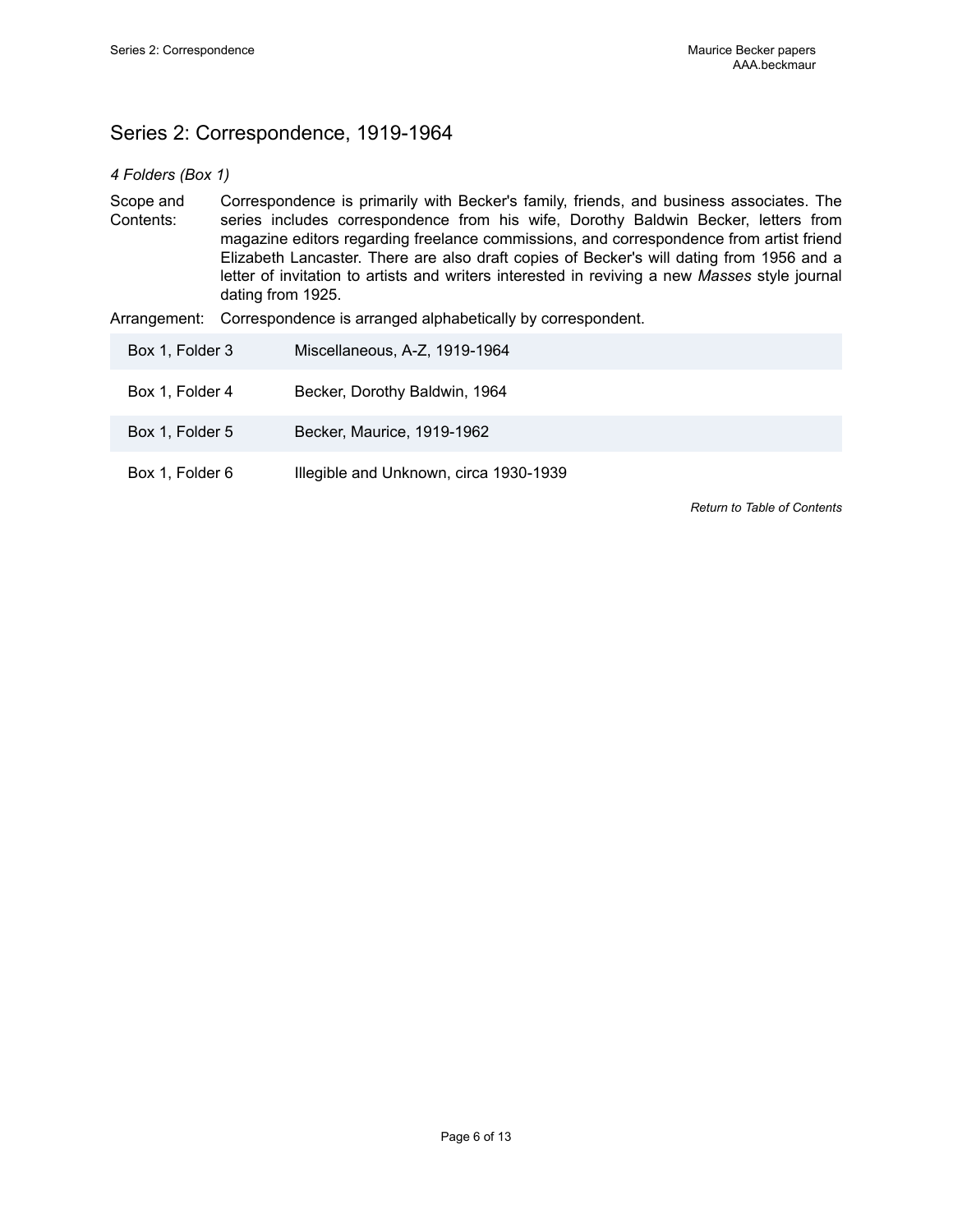## Series 2: Correspondence, 1919-1964

*4 Folders (Box 1)*

Scope and Contents: Correspondence is primarily with Becker's family, friends, and business associates. The series includes correspondence from his wife, Dorothy Baldwin Becker, letters from magazine editors regarding freelance commissions, and correspondence from artist friend Elizabeth Lancaster. There are also draft copies of Becker's will dating from 1956 and a letter of invitation to artists and writers interested in reviving a new *Masses* style journal dating from 1925.

Arrangement: Correspondence is arranged alphabetically by correspondent.

| | |
|---|---|
| Box 1, Folder 3 | Miscellaneous, A-Z, 1919-1964 |
| Box 1, Folder 4 | Becker, Dorothy Baldwin, 1964 |
| Box 1, Folder 5 | Becker, Maurice, 1919-1962 |
| Box 1, Folder 6 | Illegible and Unknown, circa 1930-1939 |

*Return to Table of Contents*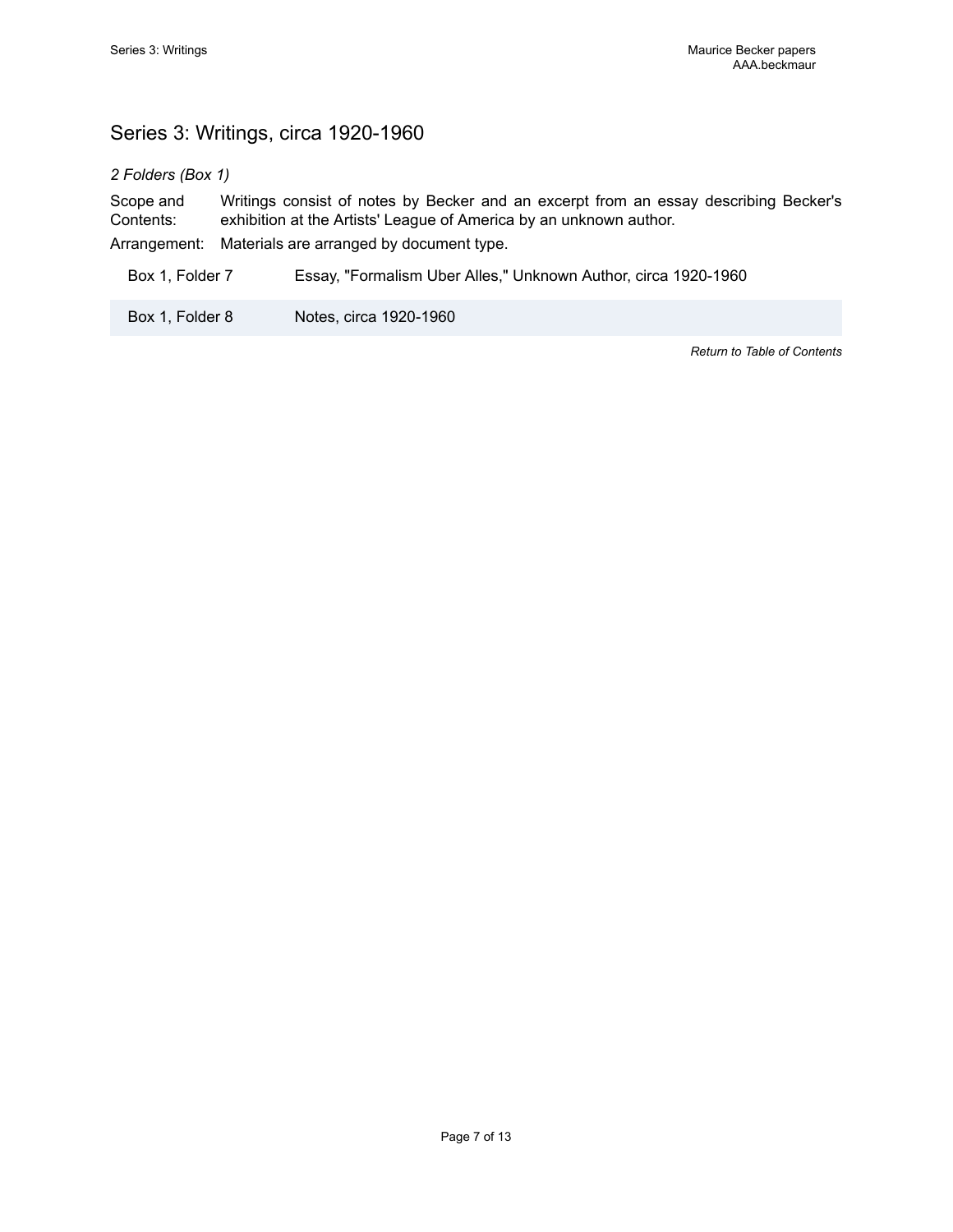## Series 3: Writings, circa 1920-1960

*2 Folders (Box 1)*

Scope and Contents: Writings consist of notes by Becker and an excerpt from an essay describing Becker's exhibition at the Artists' League of America by an unknown author.

Arrangement: Materials are arranged by document type.

| | |
|---|---|
| Box 1, Folder 7 | Essay, "Formalism Uber Alles," Unknown Author, circa 1920-1960 |
| Box 1, Folder 8 | Notes, circa 1920-1960 |

*Return to Table of Contents*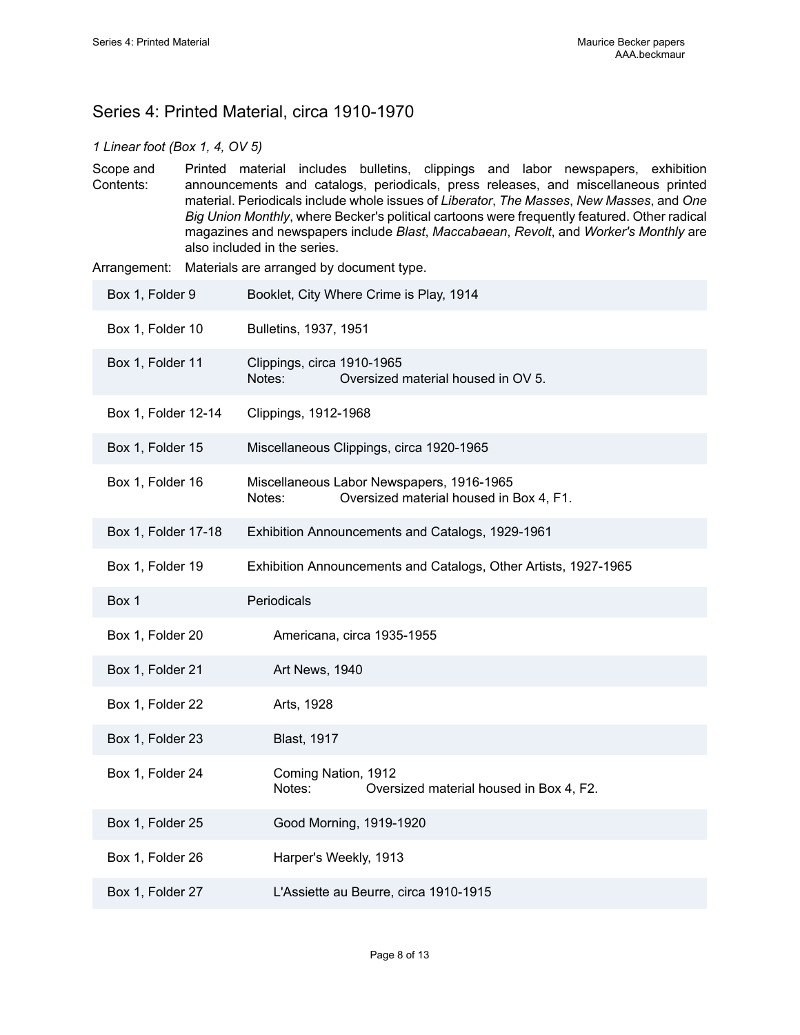## Series 4: Printed Material, circa 1910-1970

*1 Linear foot (Box 1, 4, OV 5)*

Scope and Contents: Printed material includes bulletins, clippings and labor newspapers, exhibition announcements and catalogs, periodicals, press releases, and miscellaneous printed material. Periodicals include whole issues of *Liberator*, *The Masses*, *New Masses*, and *One Big Union Monthly*, where Becker's political cartoons were frequently featured. Other radical magazines and newspapers include *Blast*, *Maccabaean*, *Revolt*, and *Worker's Monthly* are also included in the series.

Arrangement: Materials are arranged by document type.

| Location | Description |
|---|---|
| Box 1, Folder 9 | Booklet, City Where Crime is Play, 1914 |
| Box 1, Folder 10 | Bulletins, 1937, 1951 |
| Box 1, Folder 11 | Clippings, circa 1910-1965<br>Notes: Oversized material housed in OV 5. |
| Box 1, Folder 12-14 | Clippings, 1912-1968 |
| Box 1, Folder 15 | Miscellaneous Clippings, circa 1920-1965 |
| Box 1, Folder 16 | Miscellaneous Labor Newspapers, 1916-1965<br>Notes: Oversized material housed in Box 4, F1. |
| Box 1, Folder 17-18 | Exhibition Announcements and Catalogs, 1929-1961 |
| Box 1, Folder 19 | Exhibition Announcements and Catalogs, Other Artists, 1927-1965 |
| Box 1 | Periodicals |
| Box 1, Folder 20 | Americana, circa 1935-1955 |
| Box 1, Folder 21 | Art News, 1940 |
| Box 1, Folder 22 | Arts, 1928 |
| Box 1, Folder 23 | Blast, 1917 |
| Box 1, Folder 24 | Coming Nation, 1912<br>Notes: Oversized material housed in Box 4, F2. |
| Box 1, Folder 25 | Good Morning, 1919-1920 |
| Box 1, Folder 26 | Harper's Weekly, 1913 |
| Box 1, Folder 27 | L'Assiette au Beurre, circa 1910-1915 |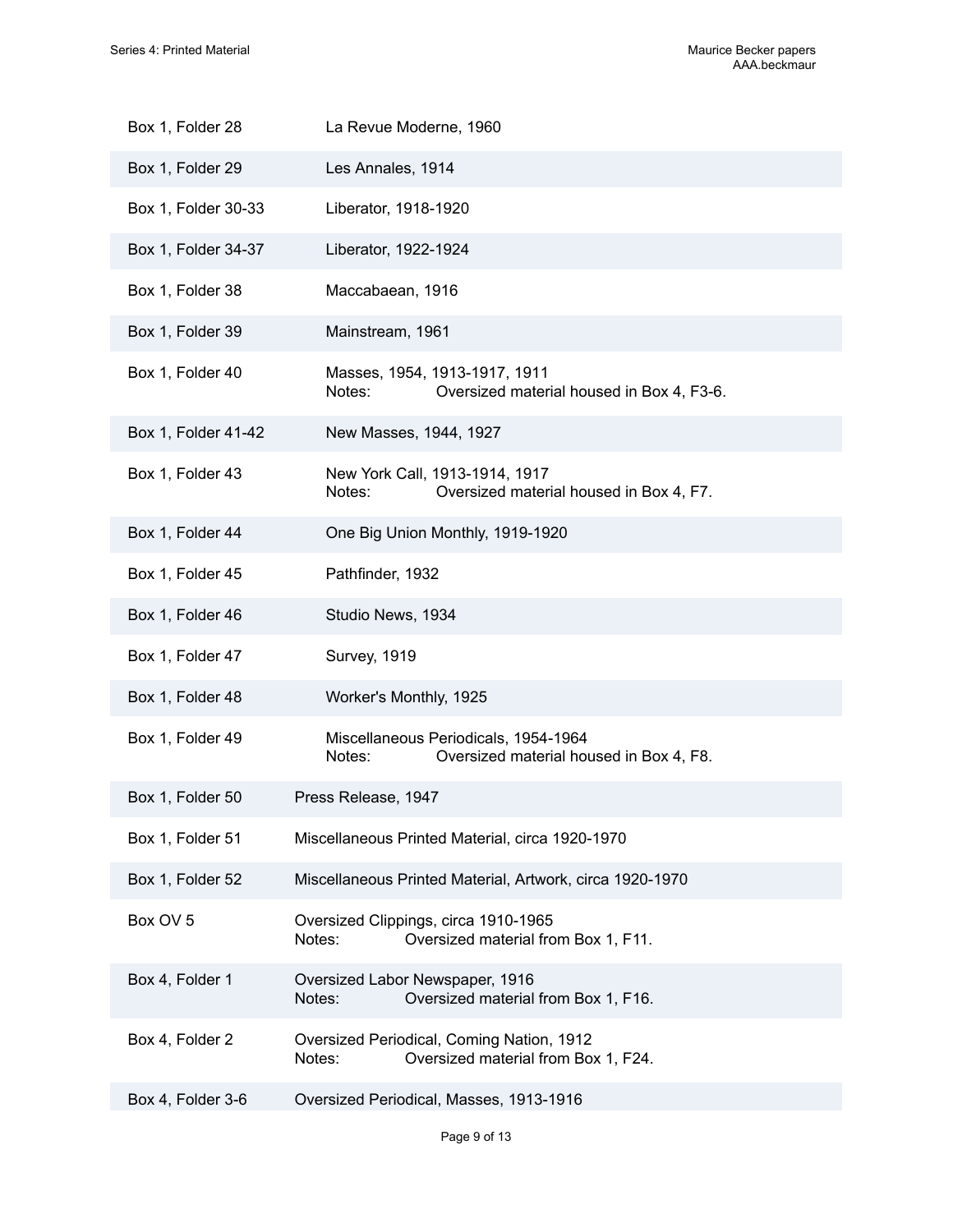| Box/Folder | Description |
| --- | --- |
| Box 1, Folder 28 | La Revue Moderne, 1960 |
| Box 1, Folder 29 | Les Annales, 1914 |
| Box 1, Folder 30-33 | Liberator, 1918-1920 |
| Box 1, Folder 34-37 | Liberator, 1922-1924 |
| Box 1, Folder 38 | Maccabaean, 1916 |
| Box 1, Folder 39 | Mainstream, 1961 |
| Box 1, Folder 40 | Masses, 1954, 1913-1917, 1911<br>Notes: Oversized material housed in Box 4, F3-6. |
| Box 1, Folder 41-42 | New Masses, 1944, 1927 |
| Box 1, Folder 43 | New York Call, 1913-1914, 1917<br>Notes: Oversized material housed in Box 4, F7. |
| Box 1, Folder 44 | One Big Union Monthly, 1919-1920 |
| Box 1, Folder 45 | Pathfinder, 1932 |
| Box 1, Folder 46 | Studio News, 1934 |
| Box 1, Folder 47 | Survey, 1919 |
| Box 1, Folder 48 | Worker's Monthly, 1925 |
| Box 1, Folder 49 | Miscellaneous Periodicals, 1954-1964<br>Notes: Oversized material housed in Box 4, F8. |
| Box 1, Folder 50 | Press Release, 1947 |
| Box 1, Folder 51 | Miscellaneous Printed Material, circa 1920-1970 |
| Box 1, Folder 52 | Miscellaneous Printed Material, Artwork, circa 1920-1970 |
| Box OV 5 | Oversized Clippings, circa 1910-1965<br>Notes: Oversized material from Box 1, F11. |
| Box 4, Folder 1 | Oversized Labor Newspaper, 1916<br>Notes: Oversized material from Box 1, F16. |
| Box 4, Folder 2 | Oversized Periodical, Coming Nation, 1912<br>Notes: Oversized material from Box 1, F24. |
| Box 4, Folder 3-6 | Oversized Periodical, Masses, 1913-1916 |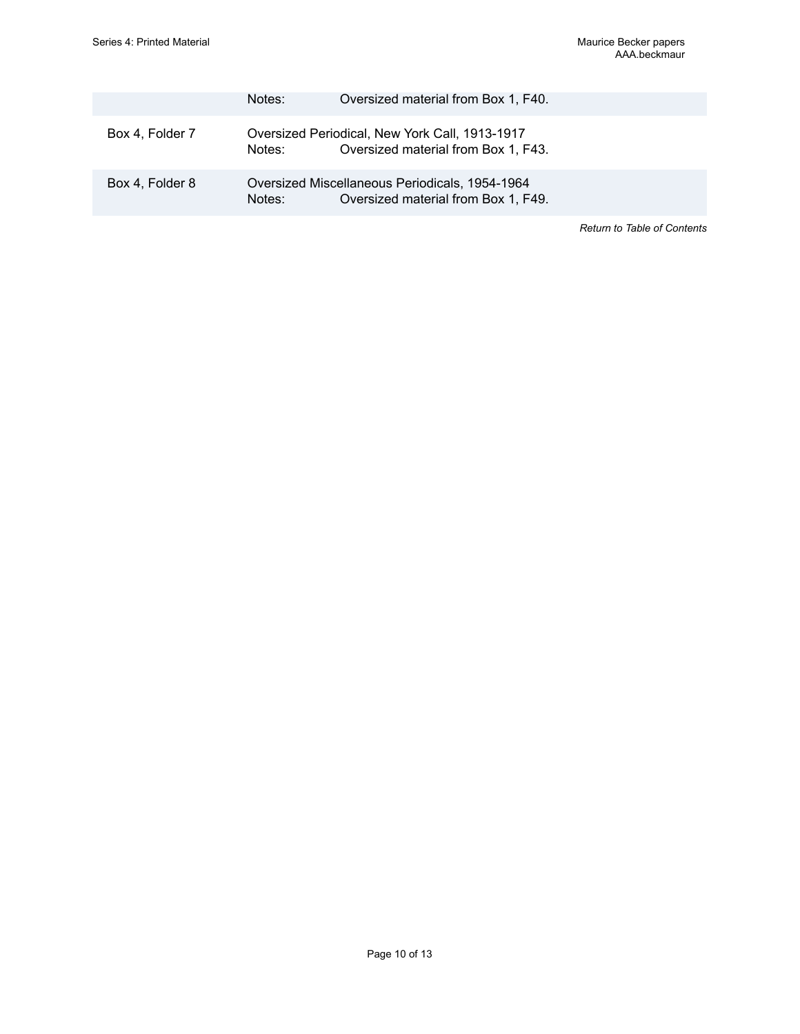| | |
|---|---|
| | Notes: Oversized material from Box 1, F40. |
| Box 4, Folder 7 | Oversized Periodical, New York Call, 1913-1917<br>Notes: Oversized material from Box 1, F43. |
| Box 4, Folder 8 | Oversized Miscellaneous Periodicals, 1954-1964<br>Notes: Oversized material from Box 1, F49. |

*Return to Table of Contents*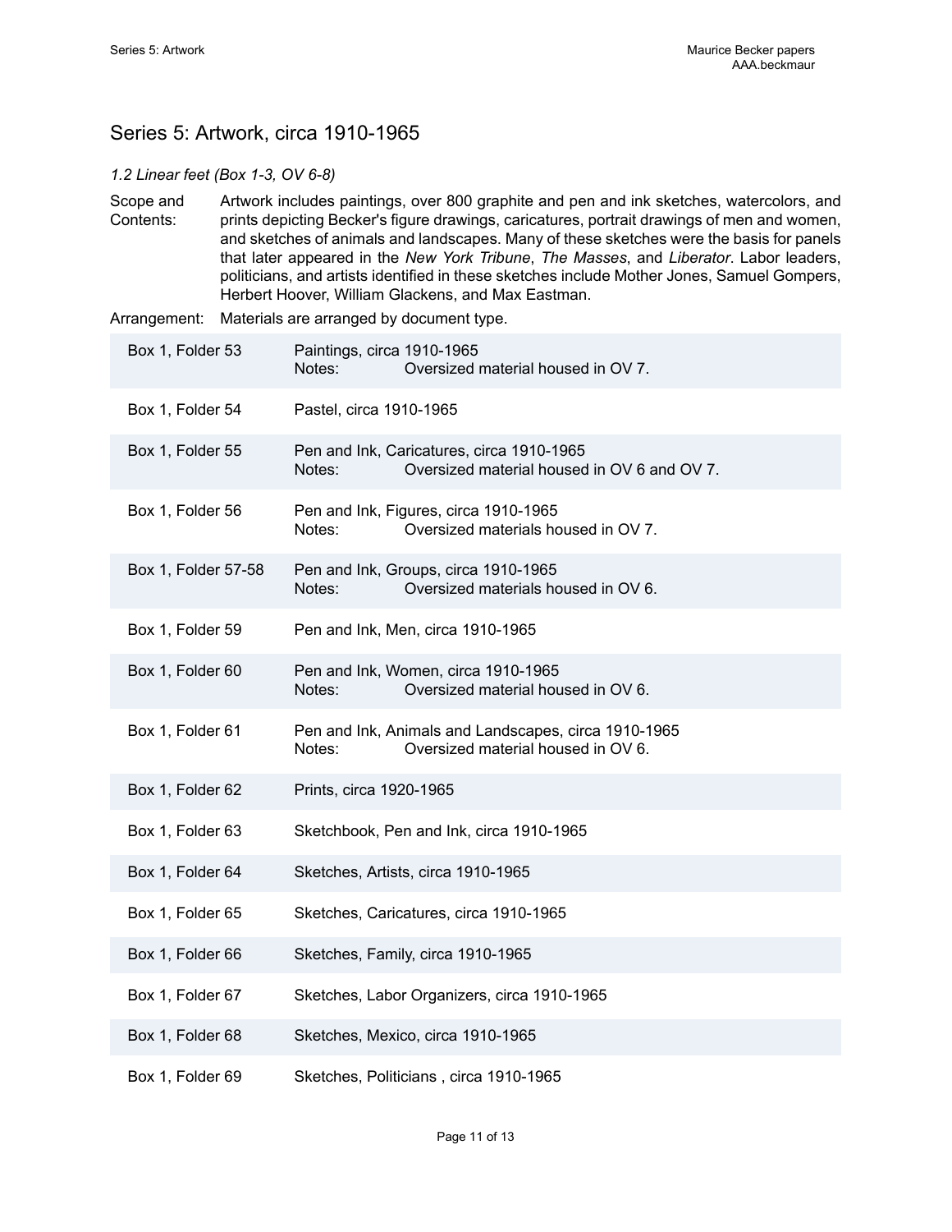## Series 5: Artwork, circa 1910-1965

*1.2 Linear feet (Box 1-3, OV 6-8)*

Scope and Contents: Artwork includes paintings, over 800 graphite and pen and ink sketches, watercolors, and prints depicting Becker's figure drawings, caricatures, portrait drawings of men and women, and sketches of animals and landscapes. Many of these sketches were the basis for panels that later appeared in the *New York Tribune*, *The Masses*, and *Liberator*. Labor leaders, politicians, and artists identified in these sketches include Mother Jones, Samuel Gompers, Herbert Hoover, William Glackens, and Max Eastman.

Arrangement: Materials are arranged by document type.

| Location | Description |
|---|---|
| Box 1, Folder 53 | Paintings, circa 1910-1965<br>Notes: Oversized material housed in OV 7. |
| Box 1, Folder 54 | Pastel, circa 1910-1965 |
| Box 1, Folder 55 | Pen and Ink, Caricatures, circa 1910-1965<br>Notes: Oversized material housed in OV 6 and OV 7. |
| Box 1, Folder 56 | Pen and Ink, Figures, circa 1910-1965<br>Notes: Oversized materials housed in OV 7. |
| Box 1, Folder 57-58 | Pen and Ink, Groups, circa 1910-1965<br>Notes: Oversized materials housed in OV 6. |
| Box 1, Folder 59 | Pen and Ink, Men, circa 1910-1965 |
| Box 1, Folder 60 | Pen and Ink, Women, circa 1910-1965<br>Notes: Oversized material housed in OV 6. |
| Box 1, Folder 61 | Pen and Ink, Animals and Landscapes, circa 1910-1965<br>Notes: Oversized material housed in OV 6. |
| Box 1, Folder 62 | Prints, circa 1920-1965 |
| Box 1, Folder 63 | Sketchbook, Pen and Ink, circa 1910-1965 |
| Box 1, Folder 64 | Sketches, Artists, circa 1910-1965 |
| Box 1, Folder 65 | Sketches, Caricatures, circa 1910-1965 |
| Box 1, Folder 66 | Sketches, Family, circa 1910-1965 |
| Box 1, Folder 67 | Sketches, Labor Organizers, circa 1910-1965 |
| Box 1, Folder 68 | Sketches, Mexico, circa 1910-1965 |
| Box 1, Folder 69 | Sketches, Politicians , circa 1910-1965 |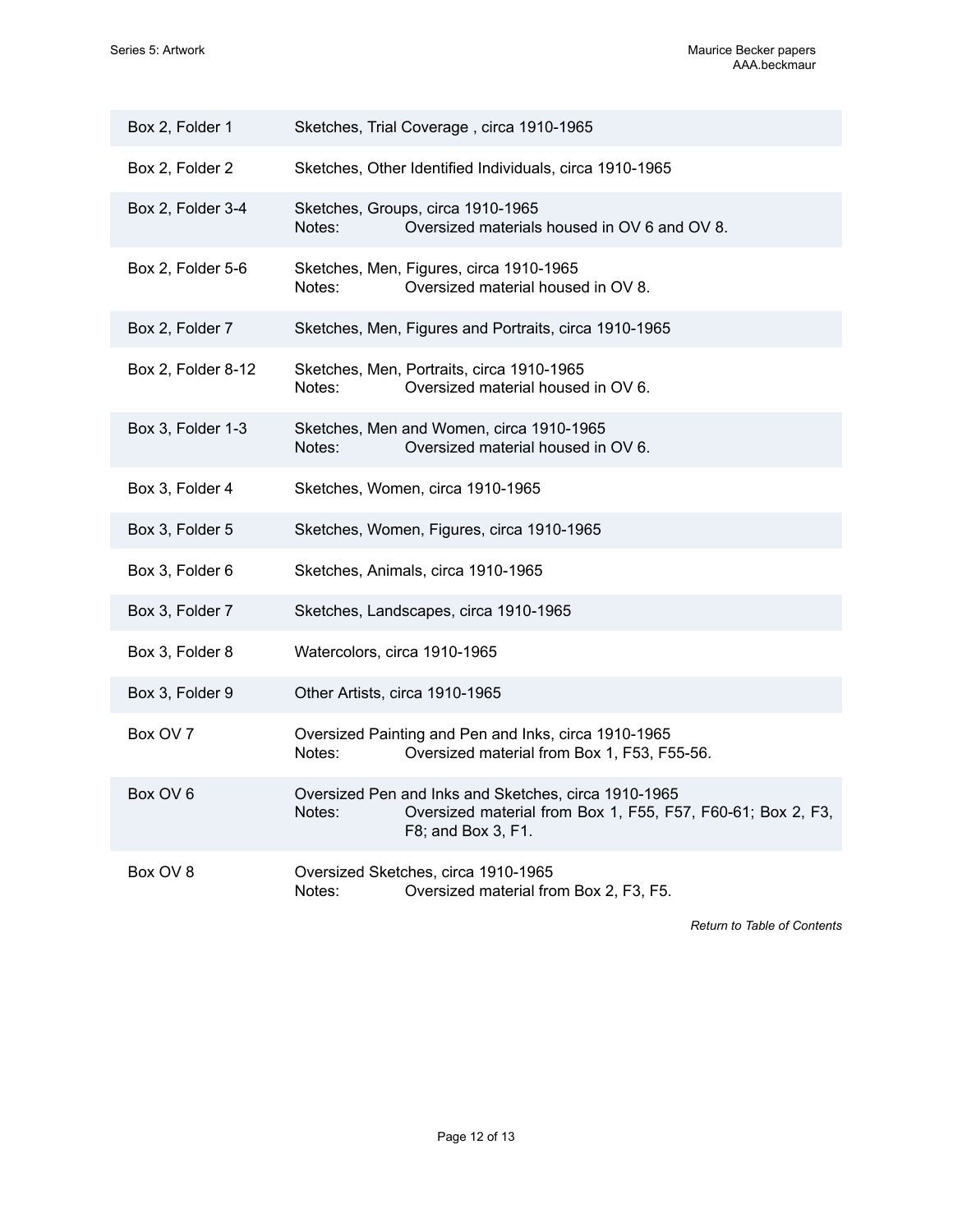| | |
|---|---|
| Box 2, Folder 1 | Sketches, Trial Coverage , circa 1910-1965 |
| Box 2, Folder 2 | Sketches, Other Identified Individuals, circa 1910-1965 |
| Box 2, Folder 3-4 | Sketches, Groups, circa 1910-1965<br>Notes: Oversized materials housed in OV 6 and OV 8. |
| Box 2, Folder 5-6 | Sketches, Men, Figures, circa 1910-1965<br>Notes: Oversized material housed in OV 8. |
| Box 2, Folder 7 | Sketches, Men, Figures and Portraits, circa 1910-1965 |
| Box 2, Folder 8-12 | Sketches, Men, Portraits, circa 1910-1965<br>Notes: Oversized material housed in OV 6. |
| Box 3, Folder 1-3 | Sketches, Men and Women, circa 1910-1965<br>Notes: Oversized material housed in OV 6. |
| Box 3, Folder 4 | Sketches, Women, circa 1910-1965 |
| Box 3, Folder 5 | Sketches, Women, Figures, circa 1910-1965 |
| Box 3, Folder 6 | Sketches, Animals, circa 1910-1965 |
| Box 3, Folder 7 | Sketches, Landscapes, circa 1910-1965 |
| Box 3, Folder 8 | Watercolors, circa 1910-1965 |
| Box 3, Folder 9 | Other Artists, circa 1910-1965 |
| Box OV 7 | Oversized Painting and Pen and Inks, circa 1910-1965<br>Notes: Oversized material from Box 1, F53, F55-56. |
| Box OV 6 | Oversized Pen and Inks and Sketches, circa 1910-1965<br>Notes: Oversized material from Box 1, F55, F57, F60-61; Box 2, F3, F8; and Box 3, F1. |
| Box OV 8 | Oversized Sketches, circa 1910-1965<br>Notes: Oversized material from Box 2, F3, F5. |

*Return to Table of Contents*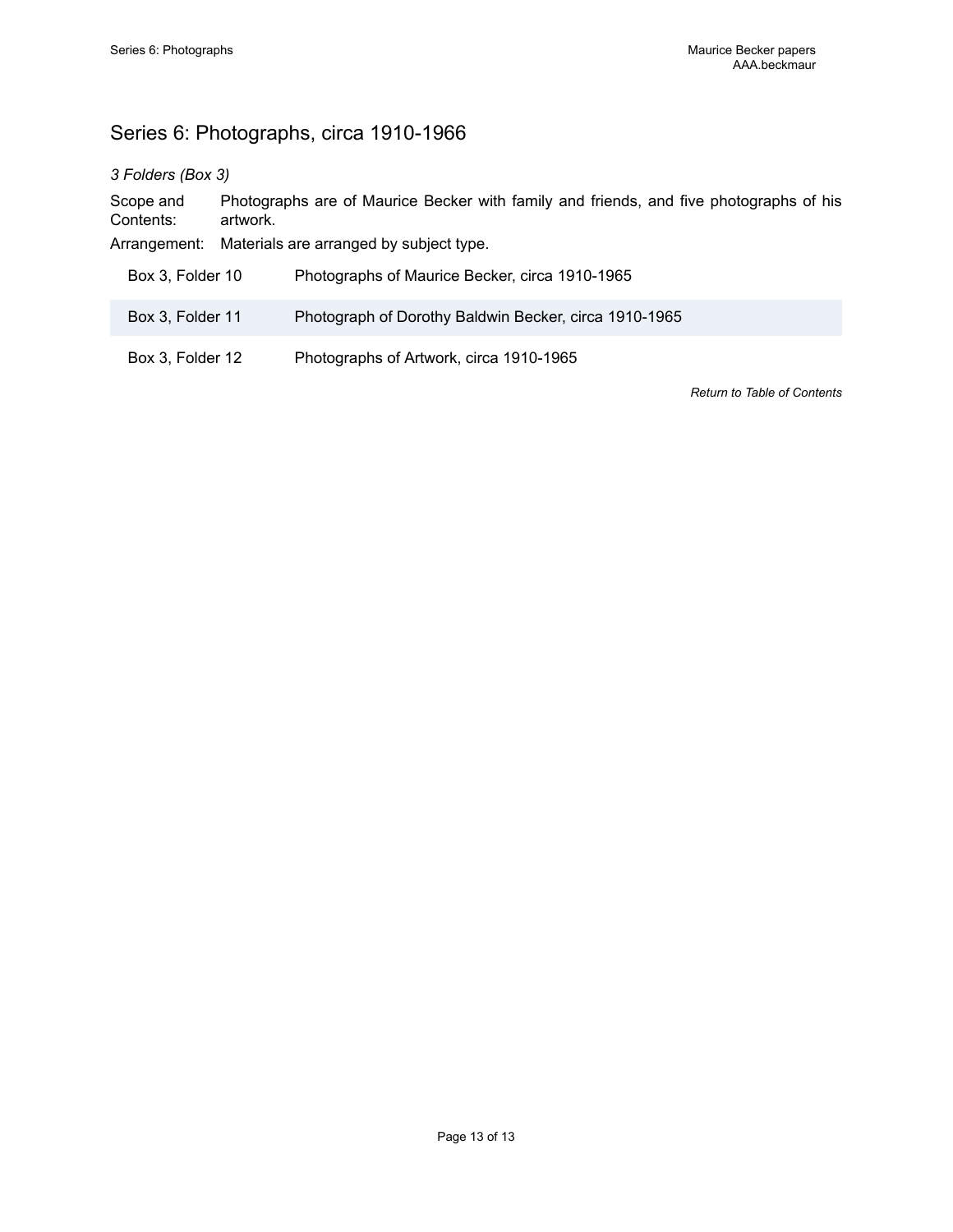## Series 6: Photographs, circa 1910-1966

*3 Folders (Box 3)*

Scope and Contents: Photographs are of Maurice Becker with family and friends, and five photographs of his artwork.

Arrangement: Materials are arranged by subject type.

| | |
|---|---|
| Box 3, Folder 10 | Photographs of Maurice Becker, circa 1910-1965 |
| Box 3, Folder 11 | Photograph of Dorothy Baldwin Becker, circa 1910-1965 |
| Box 3, Folder 12 | Photographs of Artwork, circa 1910-1965 |

*Return to Table of Contents*